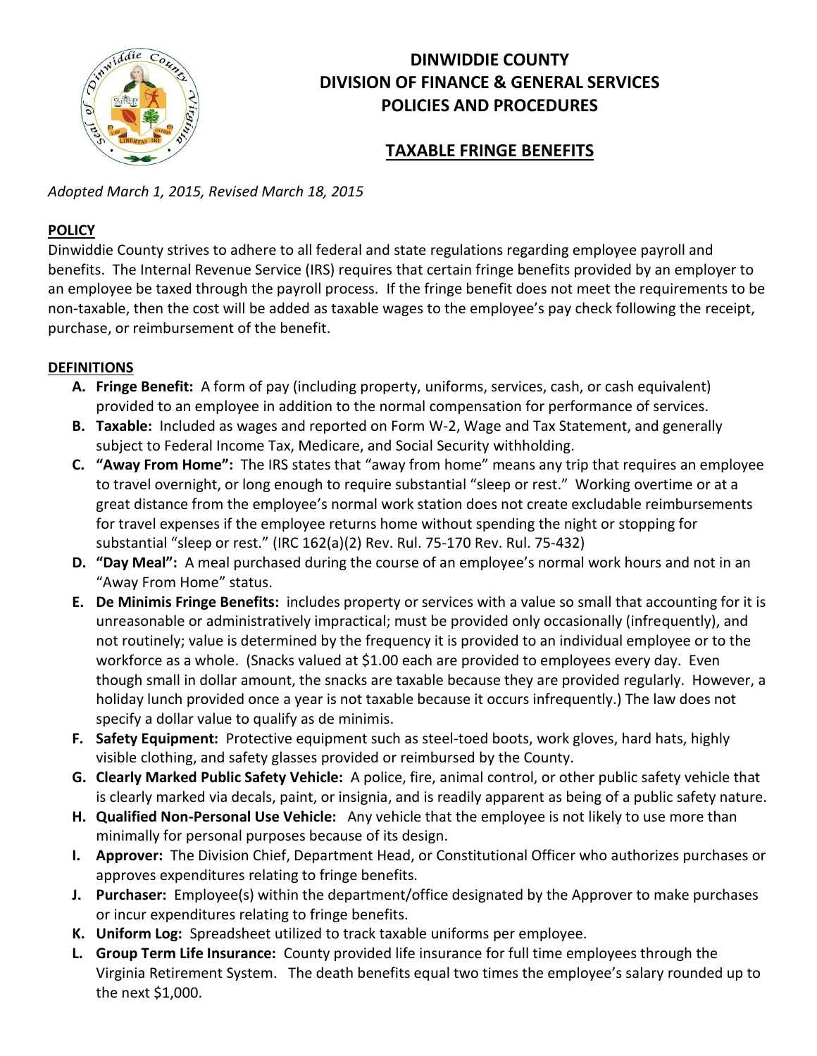# DINWIDDIE COUNTY
# DIVISION OF FINANCE & GENERAL SERVICES
# POLICIES AND PROCEDURES

## TAXABLE FRINGE BENEFITS

*Adopted March 1, 2015, Revised March 18, 2015*

**POLICY**

Dinwiddie County strives to adhere to all federal and state regulations regarding employee payroll and benefits. The Internal Revenue Service (IRS) requires that certain fringe benefits provided by an employer to an employee be taxed through the payroll process. If the fringe benefit does not meet the requirements to be non-taxable, then the cost will be added as taxable wages to the employee's pay check following the receipt, purchase, or reimbursement of the benefit.

**DEFINITIONS**

A. **Fringe Benefit:** A form of pay (including property, uniforms, services, cash, or cash equivalent) provided to an employee in addition to the normal compensation for performance of services.
B. **Taxable:** Included as wages and reported on Form W-2, Wage and Tax Statement, and generally subject to Federal Income Tax, Medicare, and Social Security withholding.
C. **"Away From Home":** The IRS states that "away from home" means any trip that requires an employee to travel overnight, or long enough to require substantial "sleep or rest." Working overtime or at a great distance from the employee's normal work station does not create excludable reimbursements for travel expenses if the employee returns home without spending the night or stopping for substantial "sleep or rest." (IRC 162(a)(2) Rev. Rul. 75-170 Rev. Rul. 75-432)
D. **"Day Meal":** A meal purchased during the course of an employee's normal work hours and not in an "Away From Home" status.
E. **De Minimis Fringe Benefits:** includes property or services with a value so small that accounting for it is unreasonable or administratively impractical; must be provided only occasionally (infrequently), and not routinely; value is determined by the frequency it is provided to an individual employee or to the workforce as a whole. (Snacks valued at $1.00 each are provided to employees every day. Even though small in dollar amount, the snacks are taxable because they are provided regularly. However, a holiday lunch provided once a year is not taxable because it occurs infrequently.) The law does not specify a dollar value to qualify as de minimis.
F. **Safety Equipment:** Protective equipment such as steel-toed boots, work gloves, hard hats, highly visible clothing, and safety glasses provided or reimbursed by the County.
G. **Clearly Marked Public Safety Vehicle:** A police, fire, animal control, or other public safety vehicle that is clearly marked via decals, paint, or insignia, and is readily apparent as being of a public safety nature.
H. **Qualified Non-Personal Use Vehicle:** Any vehicle that the employee is not likely to use more than minimally for personal purposes because of its design.
I. **Approver:** The Division Chief, Department Head, or Constitutional Officer who authorizes purchases or approves expenditures relating to fringe benefits.
J. **Purchaser:** Employee(s) within the department/office designated by the Approver to make purchases or incur expenditures relating to fringe benefits.
K. **Uniform Log:** Spreadsheet utilized to track taxable uniforms per employee.
L. **Group Term Life Insurance:** County provided life insurance for full time employees through the Virginia Retirement System. The death benefits equal two times the employee's salary rounded up to the next $1,000.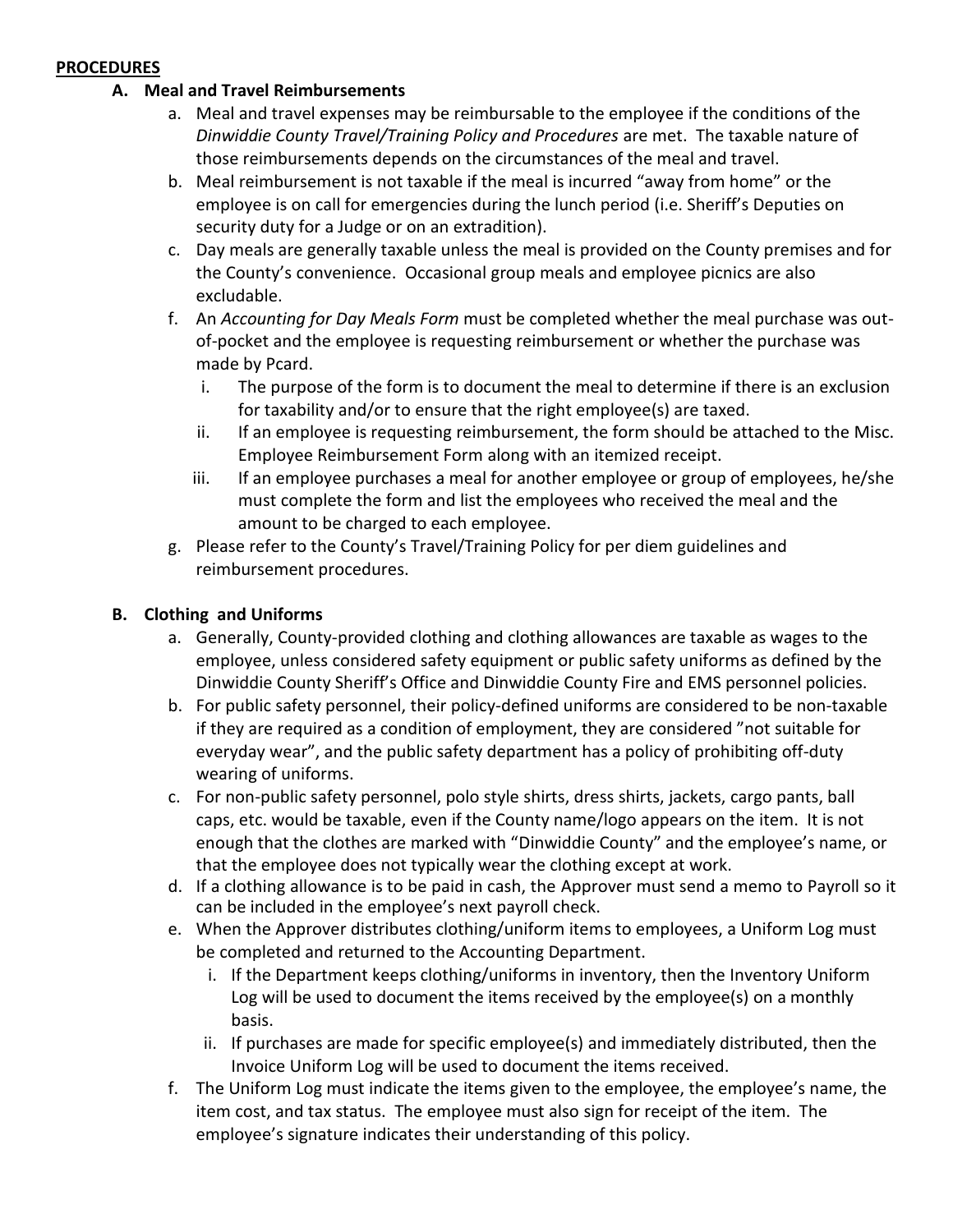**PROCEDURES**

**A. Meal and Travel Reimbursements**

a. Meal and travel expenses may be reimbursable to the employee if the conditions of the *Dinwiddie County Travel/Training Policy and Procedures* are met. The taxable nature of those reimbursements depends on the circumstances of the meal and travel.

b. Meal reimbursement is not taxable if the meal is incurred "away from home" or the employee is on call for emergencies during the lunch period (i.e. Sheriff's Deputies on security duty for a Judge or on an extradition).

c. Day meals are generally taxable unless the meal is provided on the County premises and for the County's convenience. Occasional group meals and employee picnics are also excludable.

f. An *Accounting for Day Meals Form* must be completed whether the meal purchase was out-of-pocket and the employee is requesting reimbursement or whether the purchase was made by Pcard.

   i. The purpose of the form is to document the meal to determine if there is an exclusion for taxability and/or to ensure that the right employee(s) are taxed.

   ii. If an employee is requesting reimbursement, the form should be attached to the Misc. Employee Reimbursement Form along with an itemized receipt.

   iii. If an employee purchases a meal for another employee or group of employees, he/she must complete the form and list the employees who received the meal and the amount to be charged to each employee.

g. Please refer to the County's Travel/Training Policy for per diem guidelines and reimbursement procedures.

**B. Clothing and Uniforms**

a. Generally, County-provided clothing and clothing allowances are taxable as wages to the employee, unless considered safety equipment or public safety uniforms as defined by the Dinwiddie County Sheriff's Office and Dinwiddie County Fire and EMS personnel policies.

b. For public safety personnel, their policy-defined uniforms are considered to be non-taxable if they are required as a condition of employment, they are considered "not suitable for everyday wear", and the public safety department has a policy of prohibiting off-duty wearing of uniforms.

c. For non-public safety personnel, polo style shirts, dress shirts, jackets, cargo pants, ball caps, etc. would be taxable, even if the County name/logo appears on the item. It is not enough that the clothes are marked with "Dinwiddie County" and the employee's name, or that the employee does not typically wear the clothing except at work.

d. If a clothing allowance is to be paid in cash, the Approver must send a memo to Payroll so it can be included in the employee's next payroll check.

e. When the Approver distributes clothing/uniform items to employees, a Uniform Log must be completed and returned to the Accounting Department.

   i. If the Department keeps clothing/uniforms in inventory, then the Inventory Uniform Log will be used to document the items received by the employee(s) on a monthly basis.

   ii. If purchases are made for specific employee(s) and immediately distributed, then the Invoice Uniform Log will be used to document the items received.

f. The Uniform Log must indicate the items given to the employee, the employee's name, the item cost, and tax status. The employee must also sign for receipt of the item. The employee's signature indicates their understanding of this policy.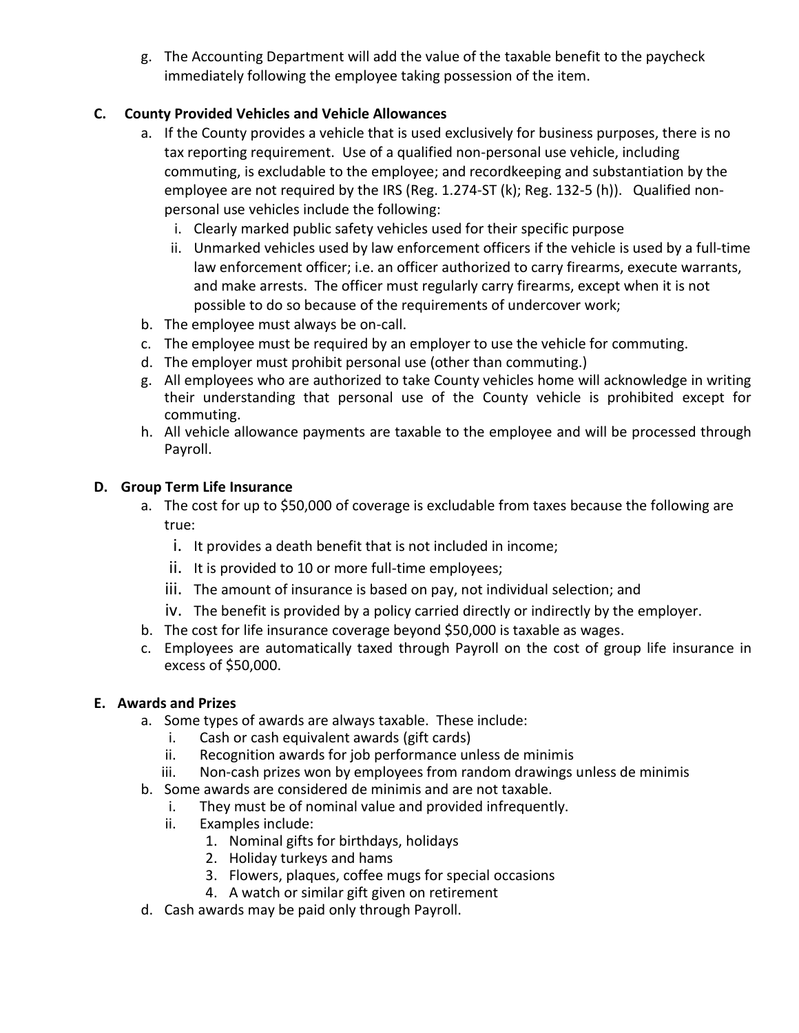g. The Accounting Department will add the value of the taxable benefit to the paycheck immediately following the employee taking possession of the item.

**C. County Provided Vehicles and Vehicle Allowances**

a. If the County provides a vehicle that is used exclusively for business purposes, there is no tax reporting requirement. Use of a qualified non-personal use vehicle, including commuting, is excludable to the employee; and recordkeeping and substantiation by the employee are not required by the IRS (Reg. 1.274-ST (k); Reg. 132-5 (h)). Qualified non-personal use vehicles include the following:
   i. Clearly marked public safety vehicles used for their specific purpose
   ii. Unmarked vehicles used by law enforcement officers if the vehicle is used by a full-time law enforcement officer; i.e. an officer authorized to carry firearms, execute warrants, and make arrests. The officer must regularly carry firearms, except when it is not possible to do so because of the requirements of undercover work;

b. The employee must always be on-call.

c. The employee must be required by an employer to use the vehicle for commuting.

d. The employer must prohibit personal use (other than commuting.)

g. All employees who are authorized to take County vehicles home will acknowledge in writing their understanding that personal use of the County vehicle is prohibited except for commuting.

h. All vehicle allowance payments are taxable to the employee and will be processed through Payroll.

**D. Group Term Life Insurance**

a. The cost for up to $50,000 of coverage is excludable from taxes because the following are true:
   i. It provides a death benefit that is not included in income;
   ii. It is provided to 10 or more full-time employees;
   iii. The amount of insurance is based on pay, not individual selection; and
   iv. The benefit is provided by a policy carried directly or indirectly by the employer.

b. The cost for life insurance coverage beyond $50,000 is taxable as wages.

c. Employees are automatically taxed through Payroll on the cost of group life insurance in excess of $50,000.

**E. Awards and Prizes**

a. Some types of awards are always taxable. These include:
   i. Cash or cash equivalent awards (gift cards)
   ii. Recognition awards for job performance unless de minimis
   iii. Non-cash prizes won by employees from random drawings unless de minimis

b. Some awards are considered de minimis and are not taxable.
   i. They must be of nominal value and provided infrequently.
   ii. Examples include:
      1. Nominal gifts for birthdays, holidays
      2. Holiday turkeys and hams
      3. Flowers, plaques, coffee mugs for special occasions
      4. A watch or similar gift given on retirement

d. Cash awards may be paid only through Payroll.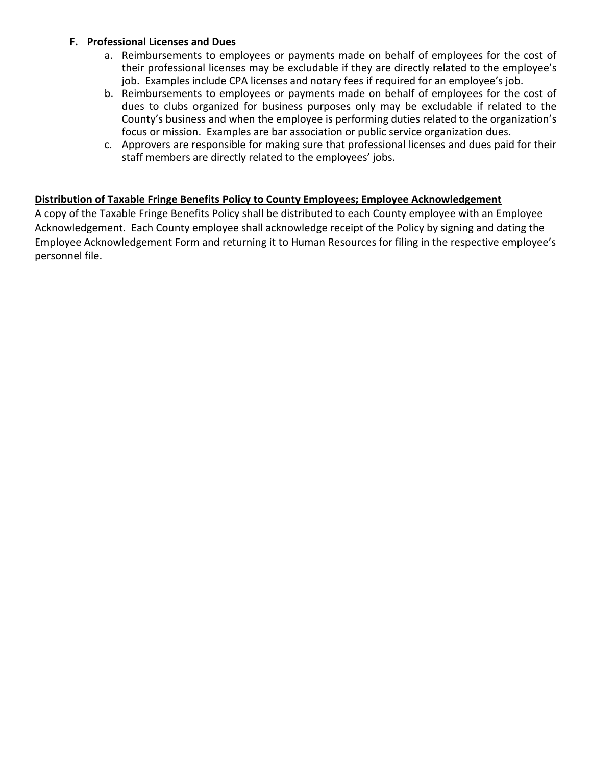**F. Professional Licenses and Dues**

a. Reimbursements to employees or payments made on behalf of employees for the cost of their professional licenses may be excludable if they are directly related to the employee's job. Examples include CPA licenses and notary fees if required for an employee's job.

b. Reimbursements to employees or payments made on behalf of employees for the cost of dues to clubs organized for business purposes only may be excludable if related to the County's business and when the employee is performing duties related to the organization's focus or mission. Examples are bar association or public service organization dues.

c. Approvers are responsible for making sure that professional licenses and dues paid for their staff members are directly related to the employees' jobs.

**Distribution of Taxable Fringe Benefits Policy to County Employees; Employee Acknowledgement**

A copy of the Taxable Fringe Benefits Policy shall be distributed to each County employee with an Employee Acknowledgement. Each County employee shall acknowledge receipt of the Policy by signing and dating the Employee Acknowledgement Form and returning it to Human Resources for filing in the respective employee's personnel file.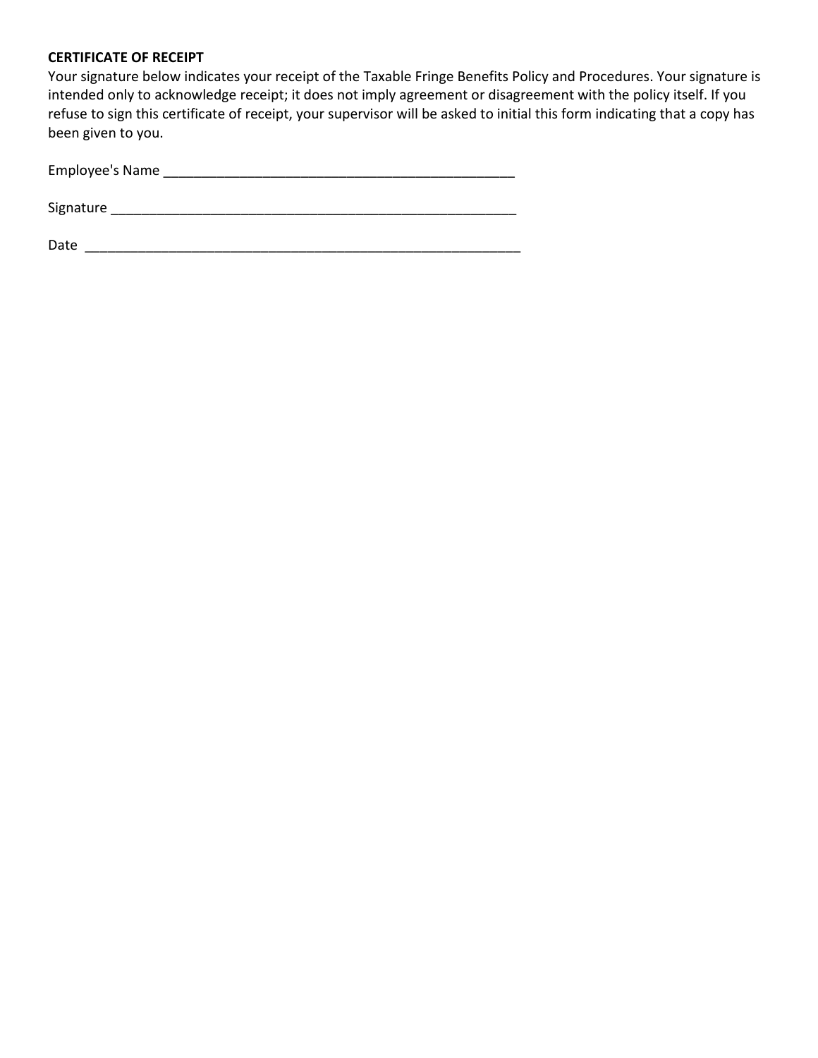**CERTIFICATE OF RECEIPT**

Your signature below indicates your receipt of the Taxable Fringe Benefits Policy and Procedures. Your signature is intended only to acknowledge receipt; it does not imply agreement or disagreement with the policy itself. If you refuse to sign this certificate of receipt, your supervisor will be asked to initial this form indicating that a copy has been given to you.

Employee's Name _______________________________________________

Signature ______________________________________________________

Date __________________________________________________________